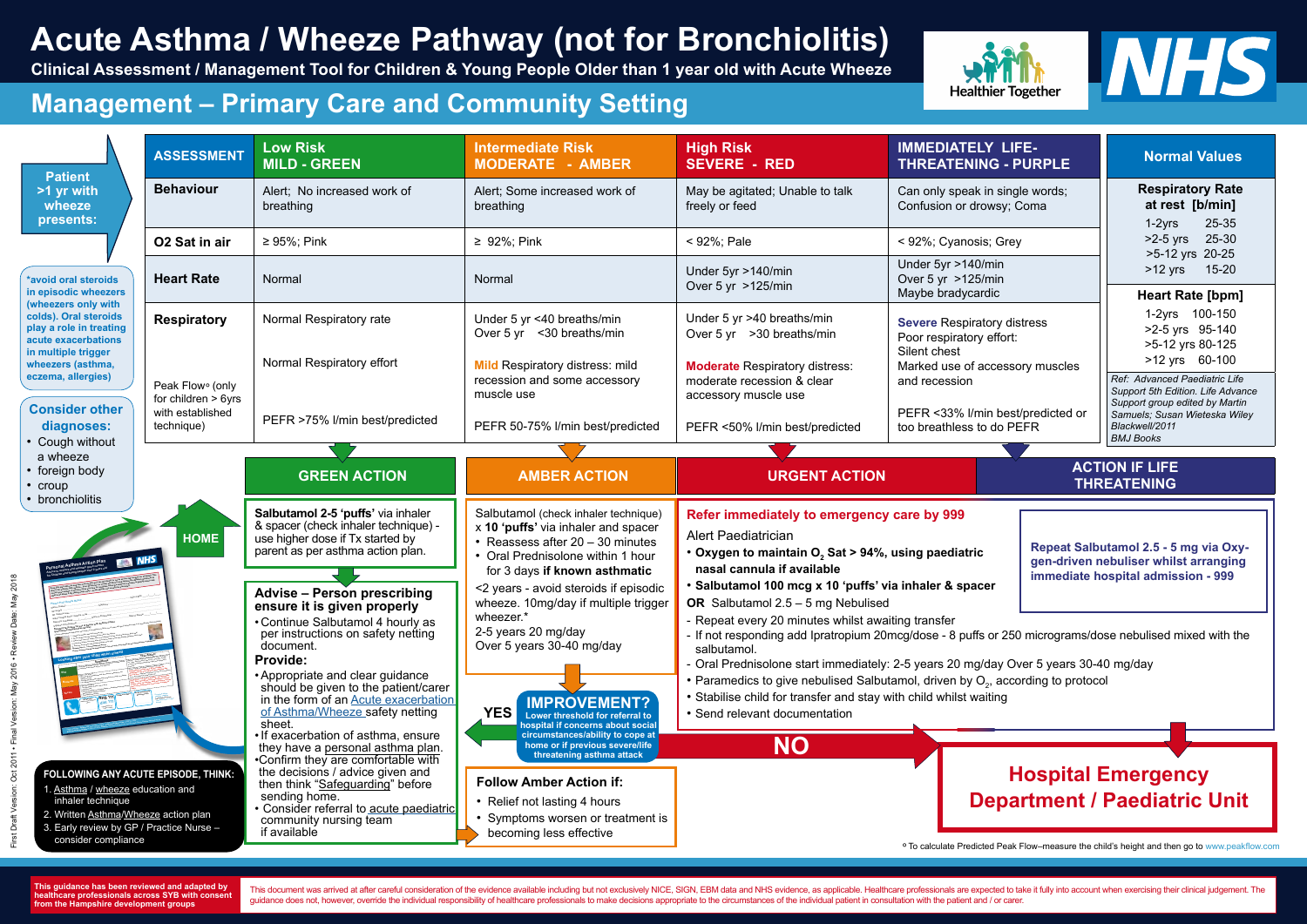# Acute Asthma / Wheeze Pathway (not for Bronchiolitis)

**Clinical Assessment / Management Tool for Children & Young People Older than 1 year old with Acute Wheeze**

Healthier Together | NHS

## Management – Primary Care and Community Setting

**Patient >1 yr with wheeze presents:**

*avoid oral steroids in episodic wheezers (wheezers only with colds). Oral steroids play a role in treating acute exacerbations in multiple trigger wheezers (asthma, eczema, allergies)

**Consider other diagnoses:**
- Cough without a wheeze
- foreign body
- croup
- bronchiolitis

| ASSESSMENT | Low Risk MILD - GREEN | Intermediate Risk MODERATE - AMBER | High Risk SEVERE - RED | IMMEDIATELY LIFE-THREATENING - PURPLE |
|---|---|---|---|---|
| Behaviour | Alert; No increased work of breathing | Alert; Some increased work of breathing | May be agitated; Unable to talk freely or feed | Can only speak in single words; Confusion or drowsy; Coma |
| O2 Sat in air | ≥ 95%; Pink | ≥ 92%; Pink | < 92%; Pale | < 92%; Cyanosis; Grey |
| Heart Rate | Normal | Normal | Under 5yr >140/min<br>Over 5 yr >125/min | Under 5yr >140/min<br>Over 5 yr >125/min<br>Maybe bradycardic |
| Respiratory | Normal Respiratory rate<br><br>Normal Respiratory effort | Under 5 yr <40 breaths/min<br>Over 5 yr <30 breaths/min<br><br>**Mild** Respiratory distress: mild recession and some accessory muscle use | Under 5 yr >40 breaths/min<br>Over 5 yr >30 breaths/min<br><br>**Moderate** Respiratory distress: moderate recession & clear accessory muscle use | **Severe** Respiratory distress<br>Poor respiratory effort:<br>Silent chest<br>Marked use of accessory muscles and recession |
| Peak Flow° (only for children > 6yrs with established technique) | PEFR >75% l/min best/predicted | PEFR 50-75% l/min best/predicted | PEFR <50% l/min best/predicted | PEFR <33% l/min best/predicted or too breathless to do PEFR |

**Normal Values**

| Respiratory Rate at rest [b/min] | |
|---|---|
| 1-2yrs | 25-35 |
| >2-5 yrs | 25-30 |
| >5-12 yrs | 20-25 |
| >12 yrs | 15-20 |

| Heart Rate [bpm] | |
|---|---|
| 1-2yrs | 100-150 |
| >2-5 yrs | 95-140 |
| >5-12 yrs | 80-125 |
| >12 yrs | 60-100 |

*Ref: Advanced Paediatric Life Support 5th Edition. Life Advance Support group edited by Martin Samuels; Susan Wieteska Wiley Blackwell/2011 BMJ Books*

### GREEN ACTION

**Salbutamol 2-5 'puffs'** via inhaler & spacer (check inhaler technique) - use higher dose if Tx started by parent as per asthma action plan.

**HOME**

**Advise – Person prescribing ensure it is given properly**
- Continue Salbutamol 4 hourly as per instructions on safety netting document.

**Provide:**
- Appropriate and clear guidance should be given to the patient/carer in the form of an Acute exacerbation of Asthma/Wheeze safety netting sheet.
- If exacerbation of asthma, ensure they have a personal asthma plan.
- Confirm they are comfortable with the decisions / advice given and then think "Safeguarding" before sending home.
- Consider referral to acute paediatric community nursing team if available

### AMBER ACTION

Salbutamol (check inhaler technique) x **10 'puffs'** via inhaler and spacer
- Reassess after 20 – 30 minutes
- Oral Prednisolone within 1 hour for 3 days **if known asthmatic**

<2 years - avoid steroids if episodic wheeze. 10mg/day if multiple trigger wheezer.*
2-5 years 20 mg/day
Over 5 years 30-40 mg/day

**IMPROVEMENT?**
Lower threshold for referral to hospital if concerns about social circumstances/ability to cope at home or if previous severe/life threatening asthma attack

**YES** → Green Action / **NO** → Hospital Emergency Department / Paediatric Unit

**Follow Amber Action if:**
- Relief not lasting 4 hours
- Symptoms worsen or treatment is becoming less effective

### URGENT ACTION

**Refer immediately to emergency care by 999**

Alert Paediatrician
- **Oxygen to maintain $O_2$ Sat > 94%, using paediatric nasal cannula if available**
- **Salbutamol 100 mcg x 10 'puffs' via inhaler & spacer**

**OR** Salbutamol 2.5 – 5 mg Nebulised
- Repeat every 20 minutes whilst awaiting transfer
- If not responding add Ipratropium 20mcg/dose - 8 puffs or 250 micrograms/dose nebulised mixed with the salbutamol.
- Oral Prednisolone start immediately: 2-5 years 20 mg/day Over 5 years 30-40 mg/day
- Paramedics to give nebulised Salbutamol, driven by $O_2$, according to protocol
- Stabilise child for transfer and stay with child whilst waiting
- Send relevant documentation

### ACTION IF LIFE THREATENING

**Repeat Salbutamol 2.5 - 5 mg via Oxygen-driven nebuliser whilst arranging immediate hospital admission - 999**

## Hospital Emergency Department / Paediatric Unit

**FOLLOWING ANY ACUTE EPISODE, THINK:**
1. Asthma / wheeze education and inhaler technique
2. Written Asthma/Wheeze action plan
3. Early review by GP / Practice Nurse – consider compliance

° To calculate Predicted Peak Flow–measure the child's height and then go to www.peakflow.com

First Draft Version: Oct 2011 • Final Version: May 2016 • Review Date: May 2018

This guidance has been reviewed and adapted by healthcare professionals across SYB with consent from the Hampshire development groups

This document was arrived at after careful consideration of the evidence available including but not exclusively NICE, SIGN, EBM data and NHS evidence, as applicable. Healthcare professionals are expected to take it fully into account when exercising their clinical judgement. The guidance does not, however, override the individual responsibility of healthcare professionals to make decisions appropriate to the circumstances of the individual patient in consultation with the patient and / or carer.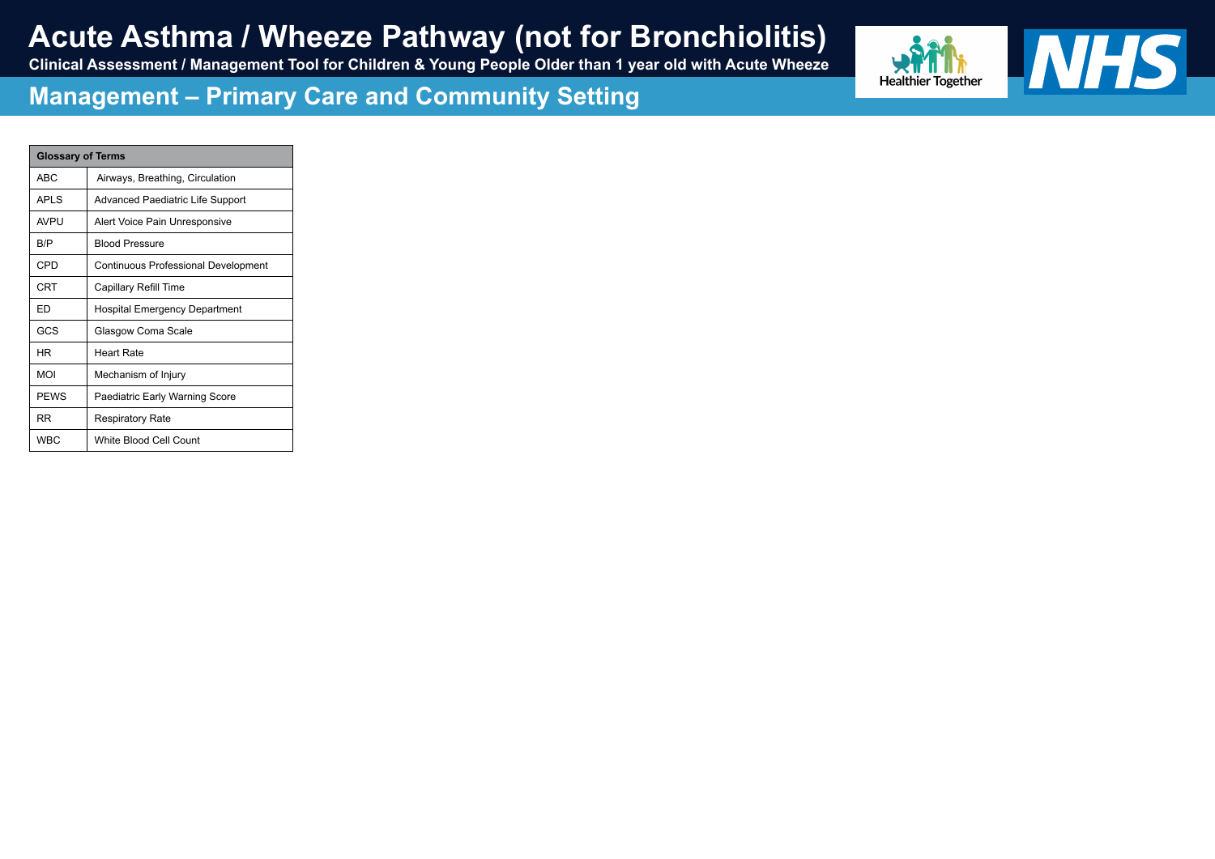# Acute Asthma / Wheeze Pathway (not for Bronchiolitis)

**Clinical Assessment / Management Tool for Children & Young People Older than 1 year old with Acute Wheeze**

## Management – Primary Care and Community Setting

| Glossary of Terms | |
|---|---|
| ABC | Airways, Breathing, Circulation |
| APLS | Advanced Paediatric Life Support |
| AVPU | Alert Voice Pain Unresponsive |
| B/P | Blood Pressure |
| CPD | Continuous Professional Development |
| CRT | Capillary Refill Time |
| ED | Hospital Emergency Department |
| GCS | Glasgow Coma Scale |
| HR | Heart Rate |
| MOI | Mechanism of Injury |
| PEWS | Paediatric Early Warning Score |
| RR | Respiratory Rate |
| WBC | White Blood Cell Count |